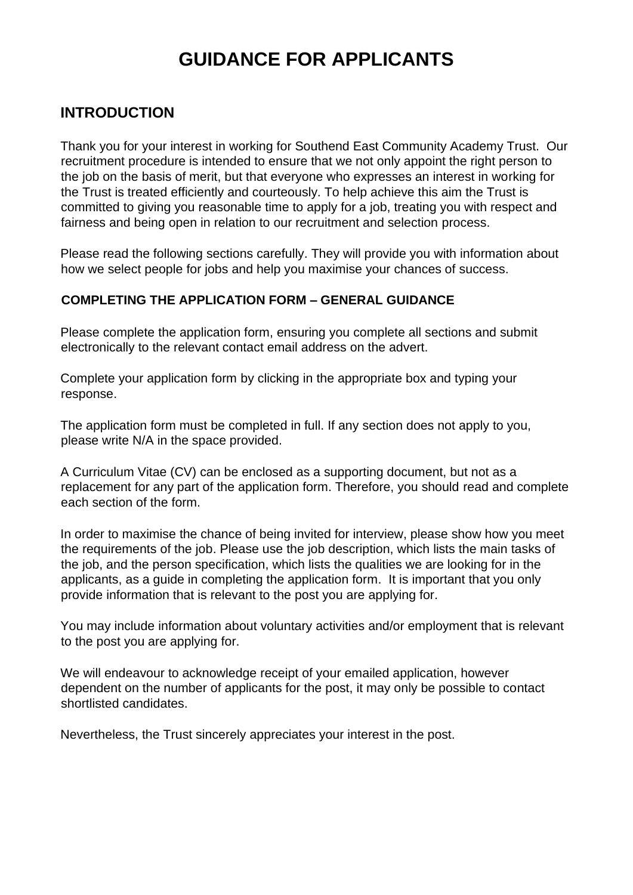# GUIDANCE FOR APPLICANTS

## INTRODUCTION

Thank you for your interest in working for Southend East Community Academy Trust. Our recruitment procedure is intended to ensure that we not only appoint the right person to the job on the basis of merit, but that everyone who expresses an interest in working for the Trust is treated efficiently and courteously. To help achieve this aim the Trust is committed to giving you reasonable time to apply for a job, treating you with respect and fairness and being open in relation to our recruitment and selection process.

Please read the following sections carefully. They will provide you with information about how we select people for jobs and help you maximise your chances of success.

### COMPLETING THE APPLICATION FORM – GENERAL GUIDANCE

Please complete the application form, ensuring you complete all sections and submit electronically to the relevant contact email address on the advert.

Complete your application form by clicking in the appropriate box and typing your response.

The application form must be completed in full. If any section does not apply to you, please write N/A in the space provided.

A Curriculum Vitae (CV) can be enclosed as a supporting document, but not as a replacement for any part of the application form. Therefore, you should read and complete each section of the form.

In order to maximise the chance of being invited for interview, please show how you meet the requirements of the job. Please use the job description, which lists the main tasks of the job, and the person specification, which lists the qualities we are looking for in the applicants, as a guide in completing the application form. It is important that you only provide information that is relevant to the post you are applying for.

You may include information about voluntary activities and/or employment that is relevant to the post you are applying for.

We will endeavour to acknowledge receipt of your emailed application, however dependent on the number of applicants for the post, it may only be possible to contact shortlisted candidates.

Nevertheless, the Trust sincerely appreciates your interest in the post.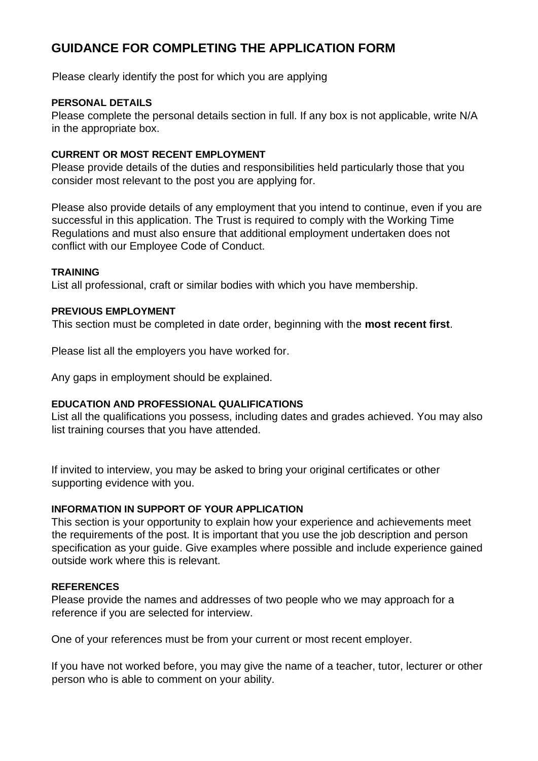# GUIDANCE FOR COMPLETING THE APPLICATION FORM

Please clearly identify the post for which you are applying

### PERSONAL DETAILS

Please complete the personal details section in full. If any box is not applicable, write N/A in the appropriate box.

### CURRENT OR MOST RECENT EMPLOYMENT

Please provide details of the duties and responsibilities held particularly those that you consider most relevant to the post you are applying for.

Please also provide details of any employment that you intend to continue, even if you are successful in this application. The Trust is required to comply with the Working Time Regulations and must also ensure that additional employment undertaken does not conflict with our Employee Code of Conduct.

### TRAINING

List all professional, craft or similar bodies with which you have membership.

### PREVIOUS EMPLOYMENT

This section must be completed in date order, beginning with the **most recent first**.

Please list all the employers you have worked for.

Any gaps in employment should be explained.

### EDUCATION AND PROFESSIONAL QUALIFICATIONS

List all the qualifications you possess, including dates and grades achieved. You may also list training courses that you have attended.

If invited to interview, you may be asked to bring your original certificates or other supporting evidence with you.

### INFORMATION IN SUPPORT OF YOUR APPLICATION

This section is your opportunity to explain how your experience and achievements meet the requirements of the post. It is important that you use the job description and person specification as your guide. Give examples where possible and include experience gained outside work where this is relevant.

### REFERENCES

Please provide the names and addresses of two people who we may approach for a reference if you are selected for interview.

One of your references must be from your current or most recent employer.

If you have not worked before, you may give the name of a teacher, tutor, lecturer or other person who is able to comment on your ability.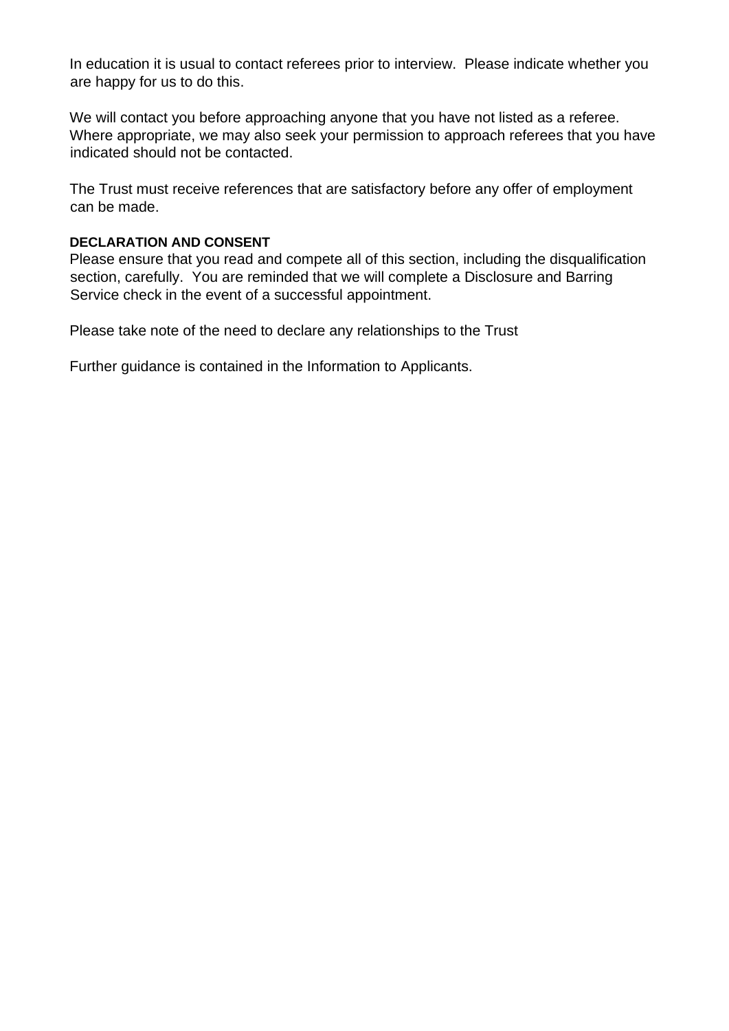In education it is usual to contact referees prior to interview. Please indicate whether you are happy for us to do this.

We will contact you before approaching anyone that you have not listed as a referee. Where appropriate, we may also seek your permission to approach referees that you have indicated should not be contacted.

The Trust must receive references that are satisfactory before any offer of employment can be made.

**DECLARATION AND CONSENT**

Please ensure that you read and compete all of this section, including the disqualification section, carefully. You are reminded that we will complete a Disclosure and Barring Service check in the event of a successful appointment.

Please take note of the need to declare any relationships to the Trust

Further guidance is contained in the Information to Applicants.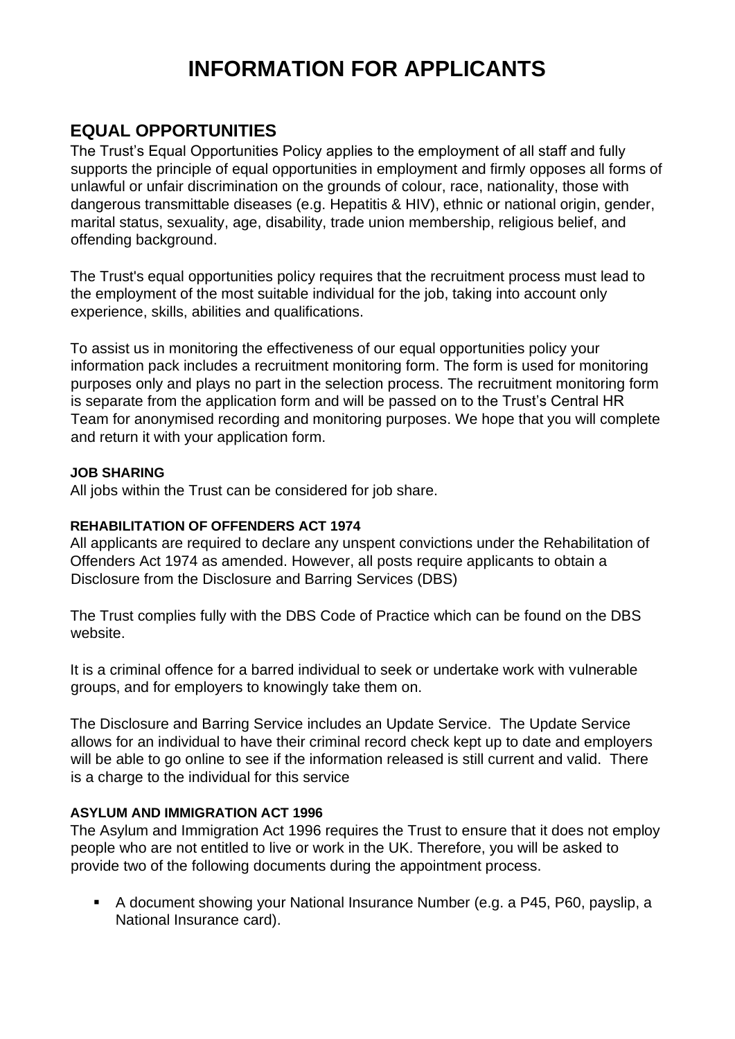# INFORMATION FOR APPLICANTS

## EQUAL OPPORTUNITIES

The Trust's Equal Opportunities Policy applies to the employment of all staff and fully supports the principle of equal opportunities in employment and firmly opposes all forms of unlawful or unfair discrimination on the grounds of colour, race, nationality, those with dangerous transmittable diseases (e.g. Hepatitis & HIV), ethnic or national origin, gender, marital status, sexuality, age, disability, trade union membership, religious belief, and offending background.

The Trust's equal opportunities policy requires that the recruitment process must lead to the employment of the most suitable individual for the job, taking into account only experience, skills, abilities and qualifications.

To assist us in monitoring the effectiveness of our equal opportunities policy your information pack includes a recruitment monitoring form. The form is used for monitoring purposes only and plays no part in the selection process. The recruitment monitoring form is separate from the application form and will be passed on to the Trust's Central HR Team for anonymised recording and monitoring purposes. We hope that you will complete and return it with your application form.

#### JOB SHARING

All jobs within the Trust can be considered for job share.

#### REHABILITATION OF OFFENDERS ACT 1974

All applicants are required to declare any unspent convictions under the Rehabilitation of Offenders Act 1974 as amended. However, all posts require applicants to obtain a Disclosure from the Disclosure and Barring Services (DBS)

The Trust complies fully with the DBS Code of Practice which can be found on the DBS website.

It is a criminal offence for a barred individual to seek or undertake work with vulnerable groups, and for employers to knowingly take them on.

The Disclosure and Barring Service includes an Update Service. The Update Service allows for an individual to have their criminal record check kept up to date and employers will be able to go online to see if the information released is still current and valid. There is a charge to the individual for this service

#### ASYLUM AND IMMIGRATION ACT 1996

The Asylum and Immigration Act 1996 requires the Trust to ensure that it does not employ people who are not entitled to live or work in the UK. Therefore, you will be asked to provide two of the following documents during the appointment process.

- A document showing your National Insurance Number (e.g. a P45, P60, payslip, a National Insurance card).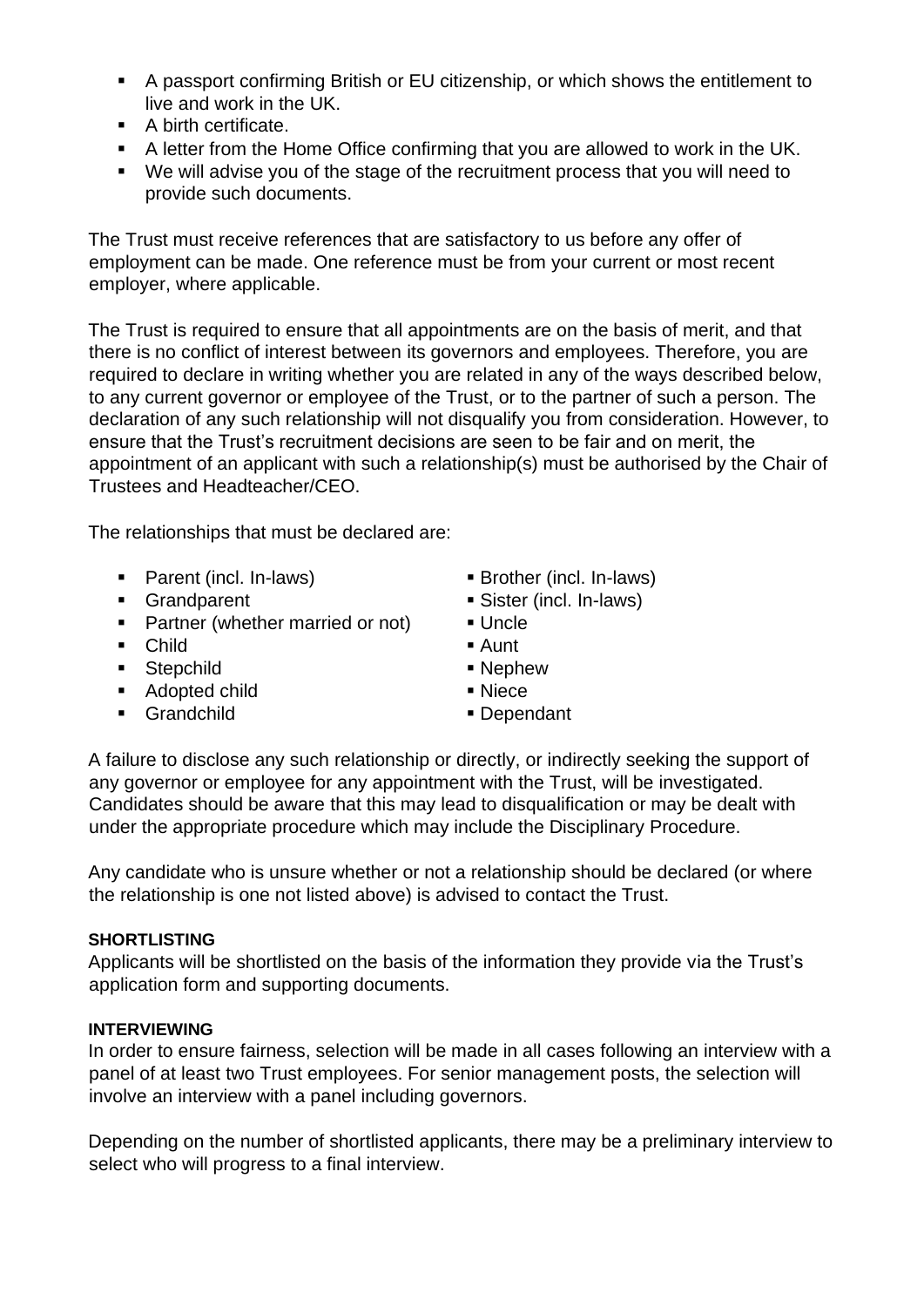- A passport confirming British or EU citizenship, or which shows the entitlement to live and work in the UK.
- A birth certificate.
- A letter from the Home Office confirming that you are allowed to work in the UK.
- We will advise you of the stage of the recruitment process that you will need to provide such documents.

The Trust must receive references that are satisfactory to us before any offer of employment can be made. One reference must be from your current or most recent employer, where applicable.

The Trust is required to ensure that all appointments are on the basis of merit, and that there is no conflict of interest between its governors and employees. Therefore, you are required to declare in writing whether you are related in any of the ways described below, to any current governor or employee of the Trust, or to the partner of such a person. The declaration of any such relationship will not disqualify you from consideration. However, to ensure that the Trust's recruitment decisions are seen to be fair and on merit, the appointment of an applicant with such a relationship(s) must be authorised by the Chair of Trustees and Headteacher/CEO.

The relationships that must be declared are:

- Parent (incl. In-laws)
- Grandparent
- Partner (whether married or not)
- Child
- Stepchild
- Adopted child
- Grandchild
- Brother (incl. In-laws)
- Sister (incl. In-laws)
- Uncle
- Aunt
- Nephew
- Niece
- Dependant

A failure to disclose any such relationship or directly, or indirectly seeking the support of any governor or employee for any appointment with the Trust, will be investigated. Candidates should be aware that this may lead to disqualification or may be dealt with under the appropriate procedure which may include the Disciplinary Procedure.

Any candidate who is unsure whether or not a relationship should be declared (or where the relationship is one not listed above) is advised to contact the Trust.

**SHORTLISTING**

Applicants will be shortlisted on the basis of the information they provide via the Trust's application form and supporting documents.

**INTERVIEWING**

In order to ensure fairness, selection will be made in all cases following an interview with a panel of at least two Trust employees. For senior management posts, the selection will involve an interview with a panel including governors.

Depending on the number of shortlisted applicants, there may be a preliminary interview to select who will progress to a final interview.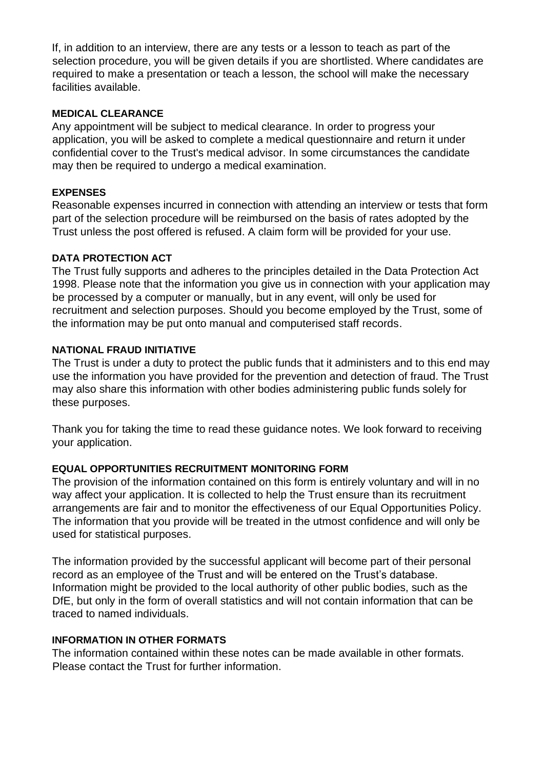If, in addition to an interview, there are any tests or a lesson to teach as part of the selection procedure, you will be given details if you are shortlisted. Where candidates are required to make a presentation or teach a lesson, the school will make the necessary facilities available.

#### MEDICAL CLEARANCE

Any appointment will be subject to medical clearance. In order to progress your application, you will be asked to complete a medical questionnaire and return it under confidential cover to the Trust's medical advisor. In some circumstances the candidate may then be required to undergo a medical examination.

#### EXPENSES

Reasonable expenses incurred in connection with attending an interview or tests that form part of the selection procedure will be reimbursed on the basis of rates adopted by the Trust unless the post offered is refused. A claim form will be provided for your use.

#### DATA PROTECTION ACT

The Trust fully supports and adheres to the principles detailed in the Data Protection Act 1998. Please note that the information you give us in connection with your application may be processed by a computer or manually, but in any event, will only be used for recruitment and selection purposes. Should you become employed by the Trust, some of the information may be put onto manual and computerised staff records.

#### NATIONAL FRAUD INITIATIVE

The Trust is under a duty to protect the public funds that it administers and to this end may use the information you have provided for the prevention and detection of fraud. The Trust may also share this information with other bodies administering public funds solely for these purposes.

Thank you for taking the time to read these guidance notes. We look forward to receiving your application.

#### EQUAL OPPORTUNITIES RECRUITMENT MONITORING FORM

The provision of the information contained on this form is entirely voluntary and will in no way affect your application. It is collected to help the Trust ensure than its recruitment arrangements are fair and to monitor the effectiveness of our Equal Opportunities Policy. The information that you provide will be treated in the utmost confidence and will only be used for statistical purposes.

The information provided by the successful applicant will become part of their personal record as an employee of the Trust and will be entered on the Trust's database. Information might be provided to the local authority of other public bodies, such as the DfE, but only in the form of overall statistics and will not contain information that can be traced to named individuals.

#### INFORMATION IN OTHER FORMATS

The information contained within these notes can be made available in other formats. Please contact the Trust for further information.